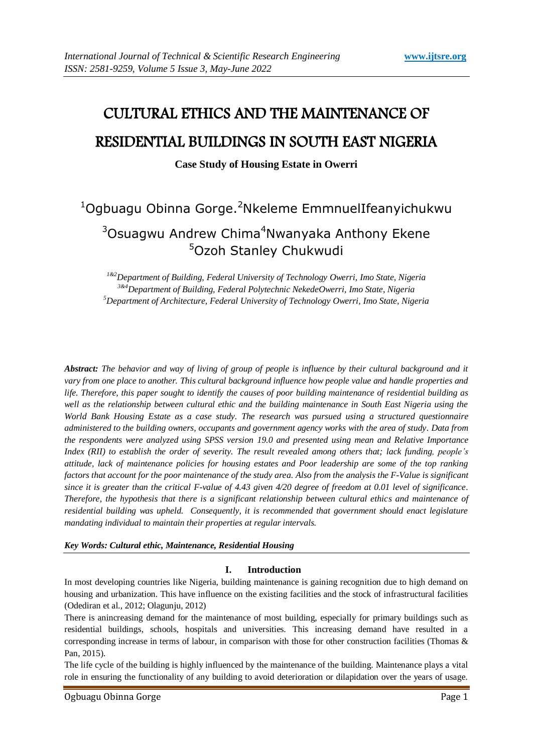# CULTURAL ETHICS AND THE MAINTENANCE OF RESIDENTIAL BUILDINGS IN SOUTH EAST NIGERIA

**Case Study of Housing Estate in Owerri**

[1]Ogbuagu Obinna Gorge.[2]Nkeleme EmmnuelIfeanyichukwu
[3]Osuagwu Andrew Chima[4]Nwanyaka Anthony Ekene
[5]Ozoh Stanley Chukwudi

*[1&2]Department of Building, Federal University of Technology Owerri, Imo State, Nigeria*
*[3&4]Department of Building, Federal Polytechnic NekedeOwerri, Imo State, Nigeria*
*[5]Department of Architecture, Federal University of Technology Owerri, Imo State, Nigeria*

***Abstract:*** *The behavior and way of living of group of people is influence by their cultural background and it vary from one place to another. This cultural background influence how people value and handle properties and life. Therefore, this paper sought to identify the causes of poor building maintenance of residential building as well as the relationship between cultural ethic and the building maintenance in South East Nigeria using the World Bank Housing Estate as a case study. The research was pursued using a structured questionnaire administered to the building owners, occupants and government agency works with the area of study. Data from the respondents were analyzed using SPSS version 19.0 and presented using mean and Relative Importance Index (RII) to establish the order of severity. The result revealed among others that; lack funding, people's attitude, lack of maintenance policies for housing estates and Poor leadership are some of the top ranking factors that account for the poor maintenance of the study area. Also from the analysis the F-Value is significant since it is greater than the critical F-value of 4.43 given 4/20 degree of freedom at 0.01 level of significance. Therefore, the hypothesis that there is a significant relationship between cultural ethics and maintenance of residential building was upheld. Consequently, it is recommended that government should enact legislature mandating individual to maintain their properties at regular intervals.*

***Key Words: Cultural ethic, Maintenance, Residential Housing***

## I. Introduction

In most developing countries like Nigeria, building maintenance is gaining recognition due to high demand on housing and urbanization. This have influence on the existing facilities and the stock of infrastructural facilities (Odediran et al., 2012; Olagunju, 2012)

There is anincreasing demand for the maintenance of most building, especially for primary buildings such as residential buildings, schools, hospitals and universities. This increasing demand have resulted in a corresponding increase in terms of labour, in comparison with those for other construction facilities (Thomas & Pan, 2015).

The life cycle of the building is highly influenced by the maintenance of the building. Maintenance plays a vital role in ensuring the functionality of any building to avoid deterioration or dilapidation over the years of usage.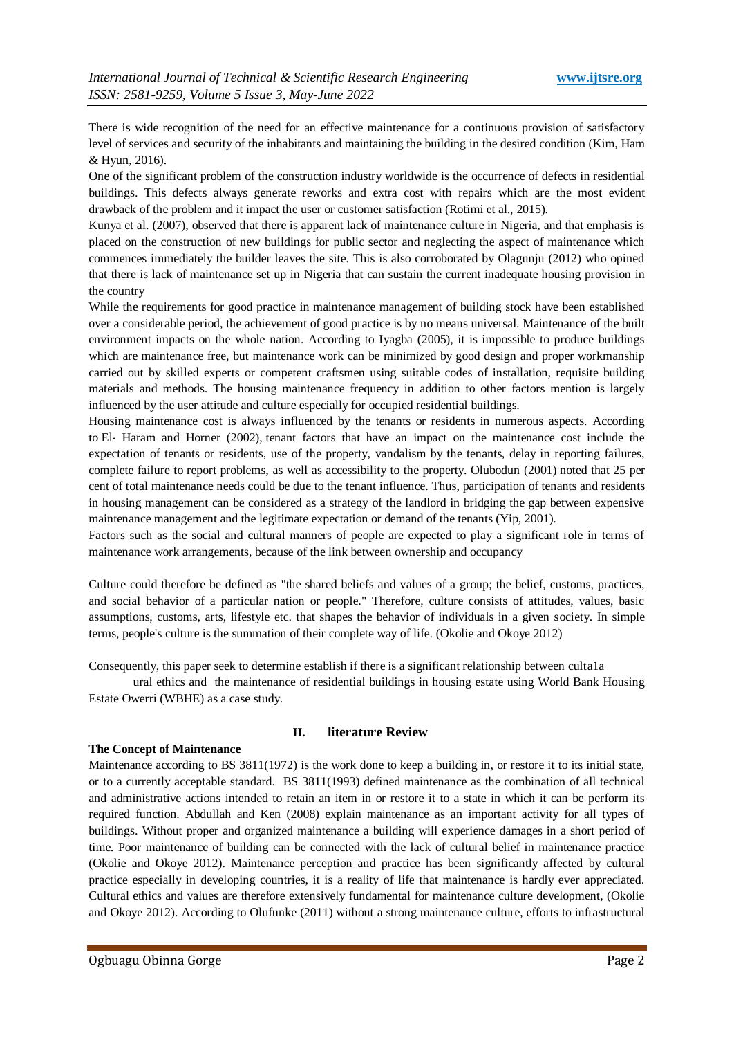There is wide recognition of the need for an effective maintenance for a continuous provision of satisfactory level of services and security of the inhabitants and maintaining the building in the desired condition (Kim, Ham & Hyun, 2016).

One of the significant problem of the construction industry worldwide is the occurrence of defects in residential buildings. This defects always generate reworks and extra cost with repairs which are the most evident drawback of the problem and it impact the user or customer satisfaction (Rotimi et al., 2015).

Kunya et al. (2007), observed that there is apparent lack of maintenance culture in Nigeria, and that emphasis is placed on the construction of new buildings for public sector and neglecting the aspect of maintenance which commences immediately the builder leaves the site. This is also corroborated by Olagunju (2012) who opined that there is lack of maintenance set up in Nigeria that can sustain the current inadequate housing provision in the country

While the requirements for good practice in maintenance management of building stock have been established over a considerable period, the achievement of good practice is by no means universal. Maintenance of the built environment impacts on the whole nation. According to Iyagba (2005), it is impossible to produce buildings which are maintenance free, but maintenance work can be minimized by good design and proper workmanship carried out by skilled experts or competent craftsmen using suitable codes of installation, requisite building materials and methods. The housing maintenance frequency in addition to other factors mention is largely influenced by the user attitude and culture especially for occupied residential buildings.

Housing maintenance cost is always influenced by the tenants or residents in numerous aspects. According to El- Haram and Horner (2002), tenant factors that have an impact on the maintenance cost include the expectation of tenants or residents, use of the property, vandalism by the tenants, delay in reporting failures, complete failure to report problems, as well as accessibility to the property. Olubodun (2001) noted that 25 per cent of total maintenance needs could be due to the tenant influence. Thus, participation of tenants and residents in housing management can be considered as a strategy of the landlord in bridging the gap between expensive maintenance management and the legitimate expectation or demand of the tenants (Yip, 2001).

Factors such as the social and cultural manners of people are expected to play a significant role in terms of maintenance work arrangements, because of the link between ownership and occupancy

Culture could therefore be defined as "the shared beliefs and values of a group; the belief, customs, practices, and social behavior of a particular nation or people." Therefore, culture consists of attitudes, values, basic assumptions, customs, arts, lifestyle etc. that shapes the behavior of individuals in a given society. In simple terms, people's culture is the summation of their complete way of life. (Okolie and Okoye 2012)

Consequently, this paper seek to determine establish if there is a significant relationship between culta1a ural ethics and the maintenance of residential buildings in housing estate using World Bank Housing Estate Owerri (WBHE) as a case study.

## II. literature Review

### The Concept of Maintenance

Maintenance according to BS 3811(1972) is the work done to keep a building in, or restore it to its initial state, or to a currently acceptable standard. BS 3811(1993) defined maintenance as the combination of all technical and administrative actions intended to retain an item in or restore it to a state in which it can be perform its required function. Abdullah and Ken (2008) explain maintenance as an important activity for all types of buildings. Without proper and organized maintenance a building will experience damages in a short period of time. Poor maintenance of building can be connected with the lack of cultural belief in maintenance practice (Okolie and Okoye 2012). Maintenance perception and practice has been significantly affected by cultural practice especially in developing countries, it is a reality of life that maintenance is hardly ever appreciated. Cultural ethics and values are therefore extensively fundamental for maintenance culture development, (Okolie and Okoye 2012). According to Olufunke (2011) without a strong maintenance culture, efforts to infrastructural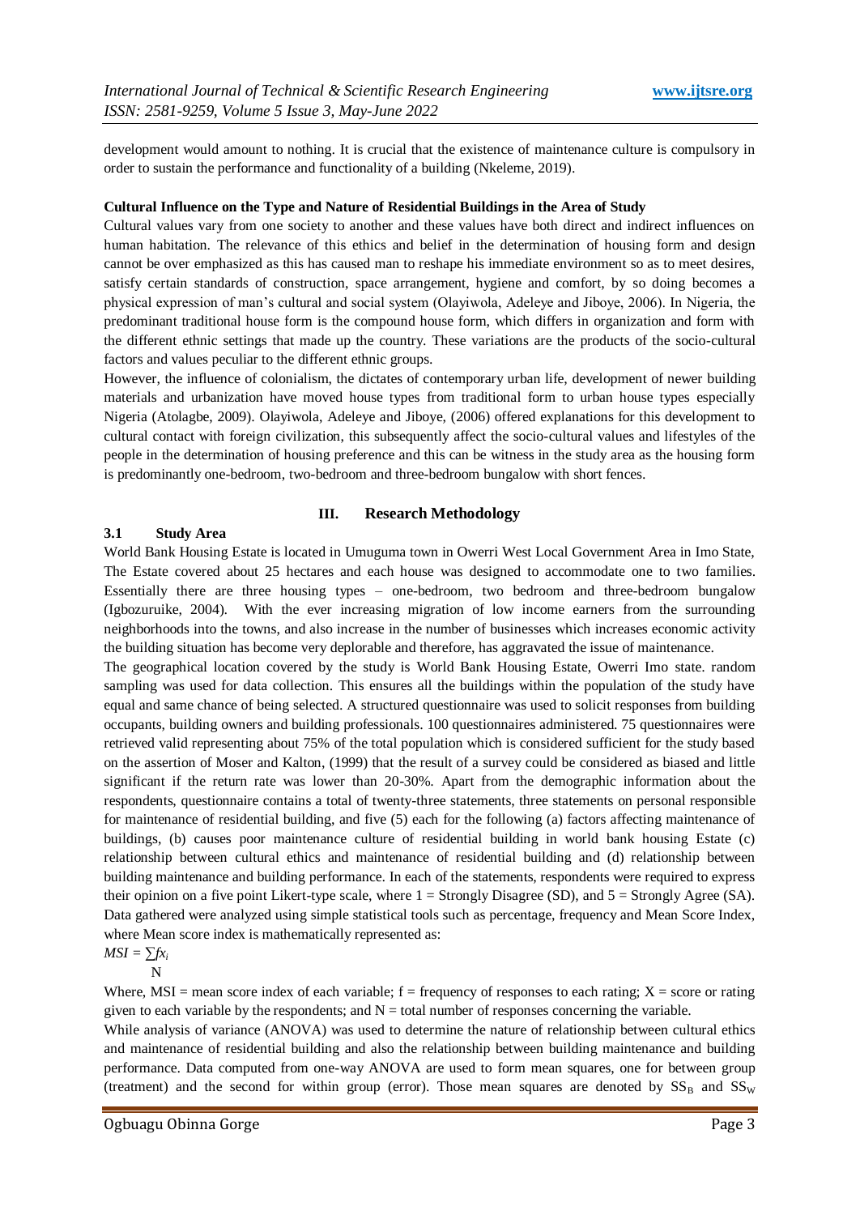development would amount to nothing. It is crucial that the existence of maintenance culture is compulsory in order to sustain the performance and functionality of a building (Nkeleme, 2019).

**Cultural Influence on the Type and Nature of Residential Buildings in the Area of Study**

Cultural values vary from one society to another and these values have both direct and indirect influences on human habitation. The relevance of this ethics and belief in the determination of housing form and design cannot be over emphasized as this has caused man to reshape his immediate environment so as to meet desires, satisfy certain standards of construction, space arrangement, hygiene and comfort, by so doing becomes a physical expression of man's cultural and social system (Olayiwola, Adeleye and Jiboye, 2006). In Nigeria, the predominant traditional house form is the compound house form, which differs in organization and form with the different ethnic settings that made up the country. These variations are the products of the socio-cultural factors and values peculiar to the different ethnic groups.

However, the influence of colonialism, the dictates of contemporary urban life, development of newer building materials and urbanization have moved house types from traditional form to urban house types especially Nigeria (Atolagbe, 2009). Olayiwola, Adeleye and Jiboye, (2006) offered explanations for this development to cultural contact with foreign civilization, this subsequently affect the socio-cultural values and lifestyles of the people in the determination of housing preference and this can be witness in the study area as the housing form is predominantly one-bedroom, two-bedroom and three-bedroom bungalow with short fences.

## III. Research Methodology

### 3.1 Study Area

World Bank Housing Estate is located in Umuguma town in Owerri West Local Government Area in Imo State, The Estate covered about 25 hectares and each house was designed to accommodate one to two families. Essentially there are three housing types – one-bedroom, two bedroom and three-bedroom bungalow (Igbozuruike, 2004). With the ever increasing migration of low income earners from the surrounding neighborhoods into the towns, and also increase in the number of businesses which increases economic activity the building situation has become very deplorable and therefore, has aggravated the issue of maintenance.

The geographical location covered by the study is World Bank Housing Estate, Owerri Imo state. random sampling was used for data collection. This ensures all the buildings within the population of the study have equal and same chance of being selected. A structured questionnaire was used to solicit responses from building occupants, building owners and building professionals. 100 questionnaires administered. 75 questionnaires were retrieved valid representing about 75% of the total population which is considered sufficient for the study based on the assertion of Moser and Kalton, (1999) that the result of a survey could be considered as biased and little significant if the return rate was lower than 20-30%. Apart from the demographic information about the respondents, questionnaire contains a total of twenty-three statements, three statements on personal responsible for maintenance of residential building, and five (5) each for the following (a) factors affecting maintenance of buildings, (b) causes poor maintenance culture of residential building in world bank housing Estate (c) relationship between cultural ethics and maintenance of residential building and (d) relationship between building maintenance and building performance. In each of the statements, respondents were required to express their opinion on a five point Likert-type scale, where 1 = Strongly Disagree (SD), and 5 = Strongly Agree (SA). Data gathered were analyzed using simple statistical tools such as percentage, frequency and Mean Score Index, where Mean score index is mathematically represented as:

$$MSI = \frac{\sum f x_i}{N}$$

Where, MSI = mean score index of each variable; f = frequency of responses to each rating; X = score or rating given to each variable by the respondents; and N = total number of responses concerning the variable.

While analysis of variance (ANOVA) was used to determine the nature of relationship between cultural ethics and maintenance of residential building and also the relationship between building maintenance and building performance. Data computed from one-way ANOVA are used to form mean squares, one for between group (treatment) and the second for within group (error). Those mean squares are denoted by $SS_B$ and $SS_W$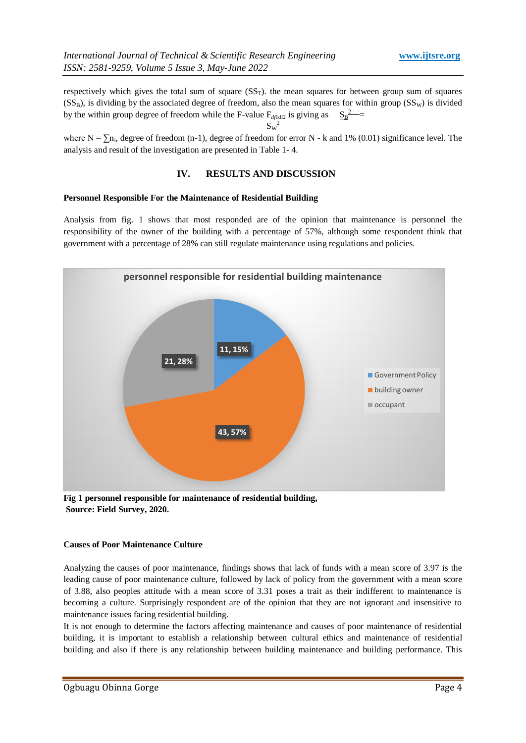respectively which gives the total sum of square ($SS_T$). the mean squares for between group sum of squares ($SS_B$), is dividing by the associated degree of freedom, also the mean squares for within group ($SS_W$) is divided by the within group degree of freedom while the F-value $F_{df1df2}$ is giving as $\frac{S_B^2}{S_W^2} =$

where $N = \sum n_i$, degree of freedom (n-1), degree of freedom for error N - k and 1% (0.01) significance level. The analysis and result of the investigation are presented in Table 1- 4.

## IV. RESULTS AND DISCUSSION

### Personnel Responsible For the Maintenance of Residential Building

Analysis from fig. 1 shows that most responded are of the opinion that maintenance is personnel the responsibility of the owner of the building with a percentage of 57%, although some respondent think that government with a percentage of 28% can still regulate maintenance using regulations and policies.

**Fig 1 personnel responsible for maintenance of residential building,**
**Source: Field Survey, 2020.**

### Causes of Poor Maintenance Culture

Analyzing the causes of poor maintenance, findings shows that lack of funds with a mean score of 3.97 is the leading cause of poor maintenance culture, followed by lack of policy from the government with a mean score of 3.88, also peoples attitude with a mean score of 3.31 poses a trait as their indifferent to maintenance is becoming a culture. Surprisingly respondent are of the opinion that they are not ignorant and insensitive to maintenance issues facing residential building.

It is not enough to determine the factors affecting maintenance and causes of poor maintenance of residential building, it is important to establish a relationship between cultural ethics and maintenance of residential building and also if there is any relationship between building maintenance and building performance. This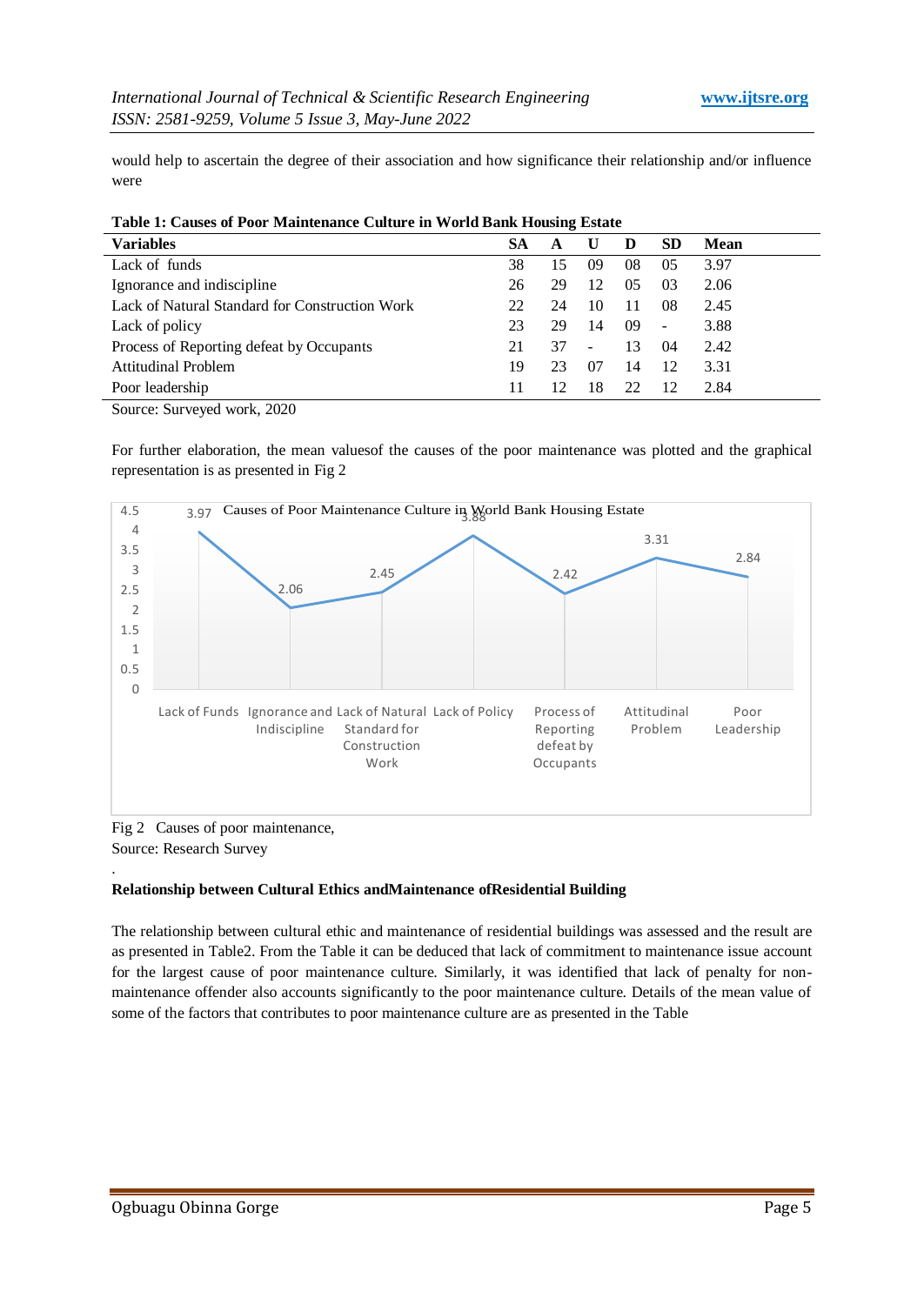would help to ascertain the degree of their association and how significance their relationship and/or influence were

**Table 1: Causes of Poor Maintenance Culture in World Bank Housing Estate**

| Variables | SA | A | U | D | SD | Mean |
|---|---|---|---|---|---|---|
| Lack of funds | 38 | 15 | 09 | 08 | 05 | 3.97 |
| Ignorance and indiscipline | 26 | 29 | 12 | 05 | 03 | 2.06 |
| Lack of Natural Standard for Construction Work | 22 | 24 | 10 | 11 | 08 | 2.45 |
| Lack of policy | 23 | 29 | 14 | 09 | - | 3.88 |
| Process of Reporting defeat by Occupants | 21 | 37 | - | 13 | 04 | 2.42 |
| Attitudinal Problem | 19 | 23 | 07 | 14 | 12 | 3.31 |
| Poor leadership | 11 | 12 | 18 | 22 | 12 | 2.84 |

Source: Surveyed work, 2020

For further elaboration, the mean valuesof the causes of the poor maintenance was plotted and the graphical representation is as presented in Fig 2

Causes of Poor Maintenance Culture in World Bank Housing Estate

| Cause | Mean |
|---|---|
| Lack of Funds | 3.97 |
| Ignorance and Indiscipline | 2.06 |
| Lack of Natural Standard for Construction Work | 2.45 |
| Lack of Policy | 3.88 |
| Process of Reporting defeat by Occupants | 2.42 |
| Attitudinal Problem | 3.31 |
| Poor Leadership | 2.84 |

Fig 2 Causes of poor maintenance,
Source: Research Survey

.

**Relationship between Cultural Ethics andMaintenance ofResidential Building**

The relationship between cultural ethic and maintenance of residential buildings was assessed and the result are as presented in Table2. From the Table it can be deduced that lack of commitment to maintenance issue account for the largest cause of poor maintenance culture. Similarly, it was identified that lack of penalty for non-maintenance offender also accounts significantly to the poor maintenance culture. Details of the mean value of some of the factors that contributes to poor maintenance culture are as presented in the Table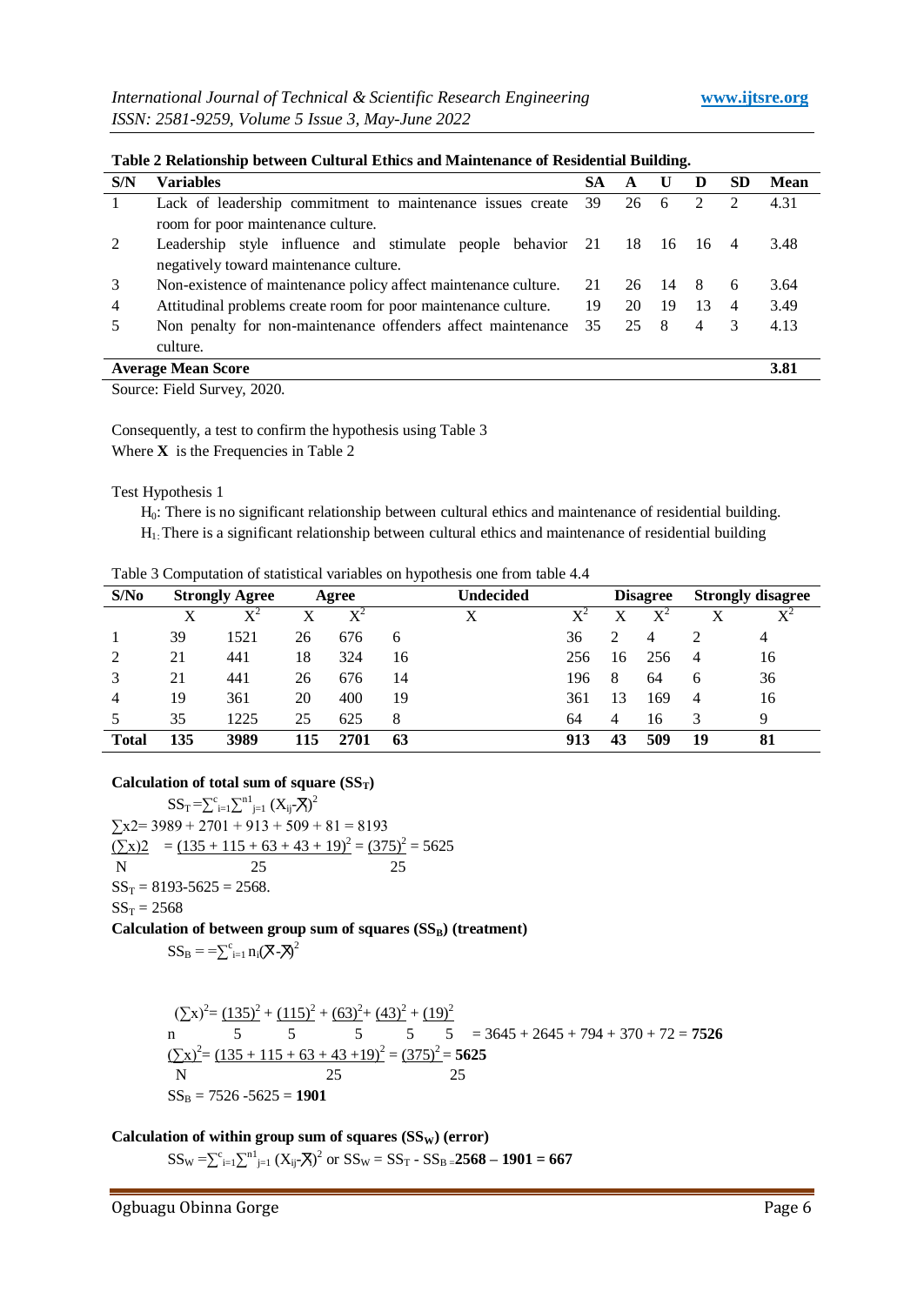**Table 2 Relationship between Cultural Ethics and Maintenance of Residential Building.**

| S/N | Variables | SA | A | U | D | SD | Mean |
|---|---|---|---|---|---|---|---|
| 1 | Lack of leadership commitment to maintenance issues create room for poor maintenance culture. | 39 | 26 | 6 | 2 | 2 | 4.31 |
| 2 | Leadership style influence and stimulate people behavior negatively toward maintenance culture. | 21 | 18 | 16 | 16 | 4 | 3.48 |
| 3 | Non-existence of maintenance policy affect maintenance culture. | 21 | 26 | 14 | 8 | 6 | 3.64 |
| 4 | Attitudinal problems create room for poor maintenance culture. | 19 | 20 | 19 | 13 | 4 | 3.49 |
| 5 | Non penalty for non-maintenance offenders affect maintenance culture. | 35 | 25 | 8 | 4 | 3 | 4.13 |
| **Average Mean Score** | | | | | | | **3.81** |

Source: Field Survey, 2020.

Consequently, a test to confirm the hypothesis using Table 3
Where **X** is the Frequencies in Table 2

Test Hypothesis 1

$H_0$: There is no significant relationship between cultural ethics and maintenance of residential building.
$H_1$: There is a significant relationship between cultural ethics and maintenance of residential building

Table 3 Computation of statistical variables on hypothesis one from table 4.4

| S/No | Strongly Agree | | Agree | | Undecided | | Disagree | | Strongly disagree | |
|---|---|---|---|---|---|---|---|---|---|---|
| | X | $X^2$ | X | $X^2$ | X | $X^2$ | X | $X^2$ | X | $X^2$ |
| 1 | 39 | 1521 | 26 | 676 | 6 | 36 | 2 | 4 | 2 | 4 |
| 2 | 21 | 441 | 18 | 324 | 16 | 256 | 16 | 256 | 4 | 16 |
| 3 | 21 | 441 | 26 | 676 | 14 | 196 | 8 | 64 | 6 | 36 |
| 4 | 19 | 361 | 20 | 400 | 19 | 361 | 13 | 169 | 4 | 16 |
| 5 | 35 | 1225 | 25 | 625 | 8 | 64 | 4 | 16 | 3 | 9 |
| **Total** | **135** | **3989** | **115** | **2701** | **63** | **913** | **43** | **509** | **19** | **81** |

**Calculation of total sum of square ($SS_T$)**

$$SS_T = \sum_{i=1}^{c}\sum_{j=1}^{n1} (X_{ij}-\bar{X})^2$$

$\sum x2 = 3989 + 2701 + 913 + 509 + 81 = 8193$

$$\frac{(\sum x)2}{N} = \frac{(135 + 115 + 63 + 43 + 19)^2}{25} = \frac{(375)^2}{25} = 5625$$

$SS_T = 8193\text{-}5625 = 2568.$

$SS_T = 2568$

**Calculation of between group sum of squares ($SS_B$) (treatment)**

$$SS_B = = \sum_{i=1}^{c} n_i(\bar{X}-\bar{X})^2$$

$$\frac{(\sum x)^2}{n} = \frac{(135)^2}{5} + \frac{(115)^2}{5} + \frac{(63)^2}{5} + \frac{(43)^2}{5} + \frac{(19)^2}{5} = 3645 + 2645 + 794 + 370 + 72 = \mathbf{7526}$$

$$\frac{(\sum x)^2}{N} = \frac{(135 + 115 + 63 + 43 + 19)^2}{25} = \frac{(375)^2}{25} = \mathbf{5625}$$

$SS_B = 7526 - 5625 = \mathbf{1901}$

**Calculation of within group sum of squares ($SS_W$) (error)**

$SS_W = \sum_{i=1}^{c}\sum_{j=1}^{n1} (X_{ij}-\bar{X})^2$ or $SS_W = SS_T - SS_B = \mathbf{2568 - 1901 = 667}$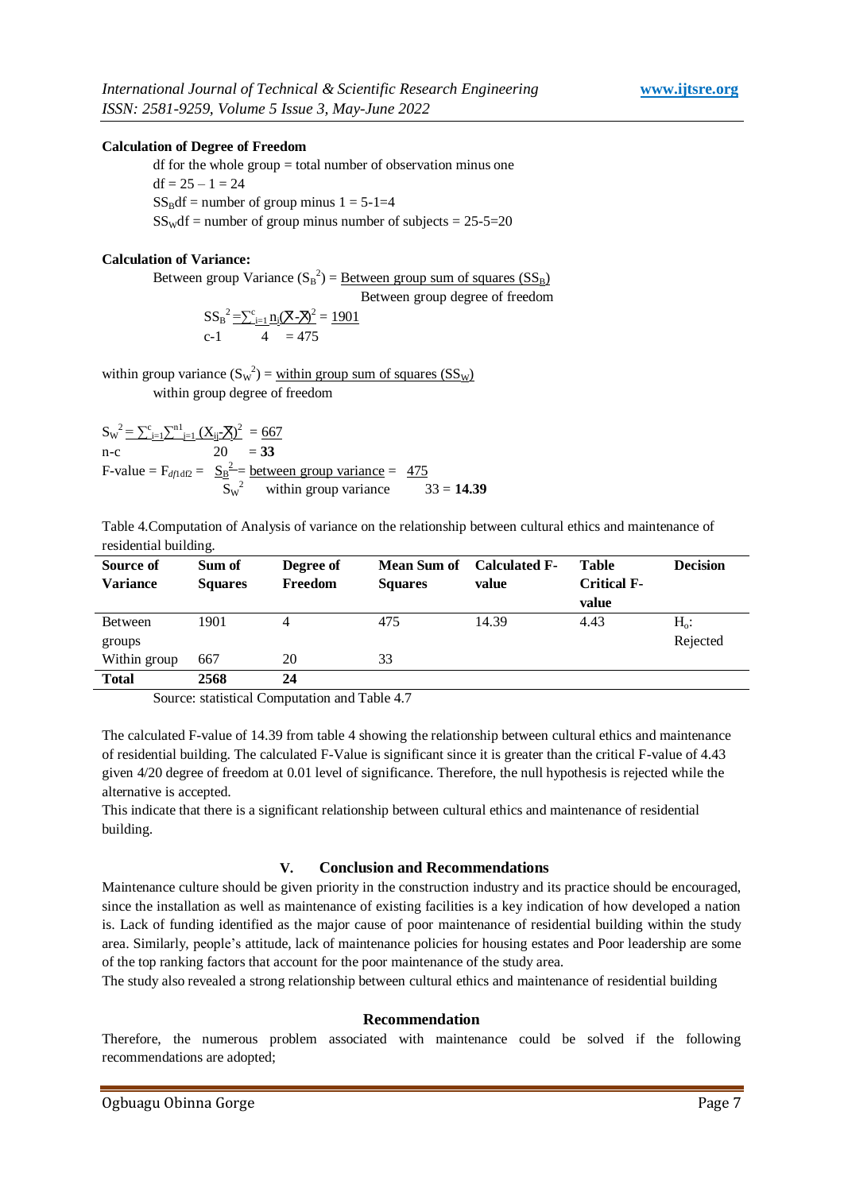**Calculation of Degree of Freedom**

df for the whole group = total number of observation minus one

df = 25 – 1 = 24

$SS_B$df = number of group minus 1 = 5-1=4

$SS_W$df = number of group minus number of subjects = 25-5=20

**Calculation of Variance:**

Between group Variance ($S_B^2$) = $\frac{\text{Between group sum of squares } (SS_B)}{\text{Between group degree of freedom}}$

$$SS_B^2 = \frac{\sum_{i=1}^{c} n_i(\bar{X}-\bar{\bar{X}})^2}{c-1} = \frac{1901}{4} = 475$$

within group variance ($S_W^2$) = $\frac{\text{within group sum of squares } (SS_W)}{\text{within group degree of freedom}}$

$$S_W^2 = \frac{\sum_{i=1}^{c}\sum_{j=1}^{n1}(X_{ij}-\bar{X})^2}{n-c} = \frac{667}{20} = \mathbf{33}$$

$$\text{F-value} = F_{df1df2} = \frac{S_B^2}{S_W^2} = \frac{\text{between group variance}}{\text{within group variance}} = \frac{475}{33} = \mathbf{14.39}$$

Table 4.Computation of Analysis of variance on the relationship between cultural ethics and maintenance of residential building.

| Source of Variance | Sum of Squares | Degree of Freedom | Mean Sum of Squares | Calculated F-value | Table Critical F-value | Decision |
|---|---|---|---|---|---|---|
| Between groups | 1901 | 4 | 475 | 14.39 | 4.43 | $H_o$: Rejected |
| Within group | 667 | 20 | 33 | | | |
| **Total** | **2568** | **24** | | | | |

Source: statistical Computation and Table 4.7

The calculated F-value of 14.39 from table 4 showing the relationship between cultural ethics and maintenance of residential building. The calculated F-Value is significant since it is greater than the critical F-value of 4.43 given 4/20 degree of freedom at 0.01 level of significance. Therefore, the null hypothesis is rejected while the alternative is accepted.

This indicate that there is a significant relationship between cultural ethics and maintenance of residential building.

## V. Conclusion and Recommendations

Maintenance culture should be given priority in the construction industry and its practice should be encouraged, since the installation as well as maintenance of existing facilities is a key indication of how developed a nation is. Lack of funding identified as the major cause of poor maintenance of residential building within the study area. Similarly, people's attitude, lack of maintenance policies for housing estates and Poor leadership are some of the top ranking factors that account for the poor maintenance of the study area.

The study also revealed a strong relationship between cultural ethics and maintenance of residential building

### Recommendation

Therefore, the numerous problem associated with maintenance could be solved if the following recommendations are adopted;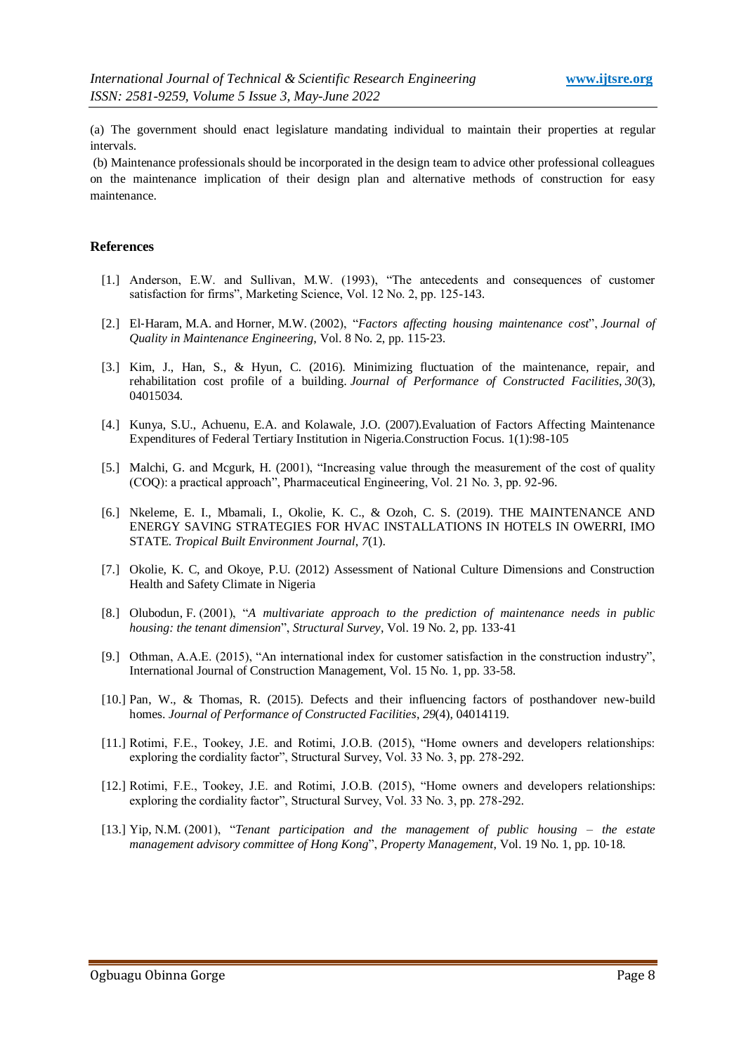(a) The government should enact legislature mandating individual to maintain their properties at regular intervals.

(b) Maintenance professionals should be incorporated in the design team to advice other professional colleagues on the maintenance implication of their design plan and alternative methods of construction for easy maintenance.

## References

[1.] Anderson, E.W. and Sullivan, M.W. (1993), "The antecedents and consequences of customer satisfaction for firms", Marketing Science, Vol. 12 No. 2, pp. 125-143.

[2.] El-Haram, M.A. and Horner, M.W. (2002), "*Factors affecting housing maintenance cost*", *Journal of Quality in Maintenance Engineering*, Vol. 8 No. 2, pp. 115-23.

[3.] Kim, J., Han, S., & Hyun, C. (2016). Minimizing fluctuation of the maintenance, repair, and rehabilitation cost profile of a building. *Journal of Performance of Constructed Facilities*, *30*(3), 04015034.

[4.] Kunya, S.U., Achuenu, E.A. and Kolawale, J.O. (2007).Evaluation of Factors Affecting Maintenance Expenditures of Federal Tertiary Institution in Nigeria.Construction Focus. 1(1):98-105

[5.] Malchi, G. and Mcgurk, H. (2001), "Increasing value through the measurement of the cost of quality (COQ): a practical approach", Pharmaceutical Engineering, Vol. 21 No. 3, pp. 92-96.

[6.] Nkeleme, E. I., Mbamali, I., Okolie, K. C., & Ozoh, C. S. (2019). THE MAINTENANCE AND ENERGY SAVING STRATEGIES FOR HVAC INSTALLATIONS IN HOTELS IN OWERRI, IMO STATE. *Tropical Built Environment Journal*, *7*(1).

[7.] Okolie, K. C, and Okoye, P.U. (2012) Assessment of National Culture Dimensions and Construction Health and Safety Climate in Nigeria

[8.] Olubodun, F. (2001), "*A multivariate approach to the prediction of maintenance needs in public housing: the tenant dimension*", *Structural Survey*, Vol. 19 No. 2, pp. 133-41

[9.] Othman, A.A.E. (2015), "An international index for customer satisfaction in the construction industry", International Journal of Construction Management, Vol. 15 No. 1, pp. 33-58.

[10.] Pan, W., & Thomas, R. (2015). Defects and their influencing factors of posthandover new-build homes. *Journal of Performance of Constructed Facilities*, *29*(4), 04014119.

[11.] Rotimi, F.E., Tookey, J.E. and Rotimi, J.O.B. (2015), "Home owners and developers relationships: exploring the cordiality factor", Structural Survey, Vol. 33 No. 3, pp. 278-292.

[12.] Rotimi, F.E., Tookey, J.E. and Rotimi, J.O.B. (2015), "Home owners and developers relationships: exploring the cordiality factor", Structural Survey, Vol. 33 No. 3, pp. 278-292.

[13.] Yip, N.M. (2001), "*Tenant participation and the management of public housing – the estate management advisory committee of Hong Kong*", *Property Management*, Vol. 19 No. 1, pp. 10-18.